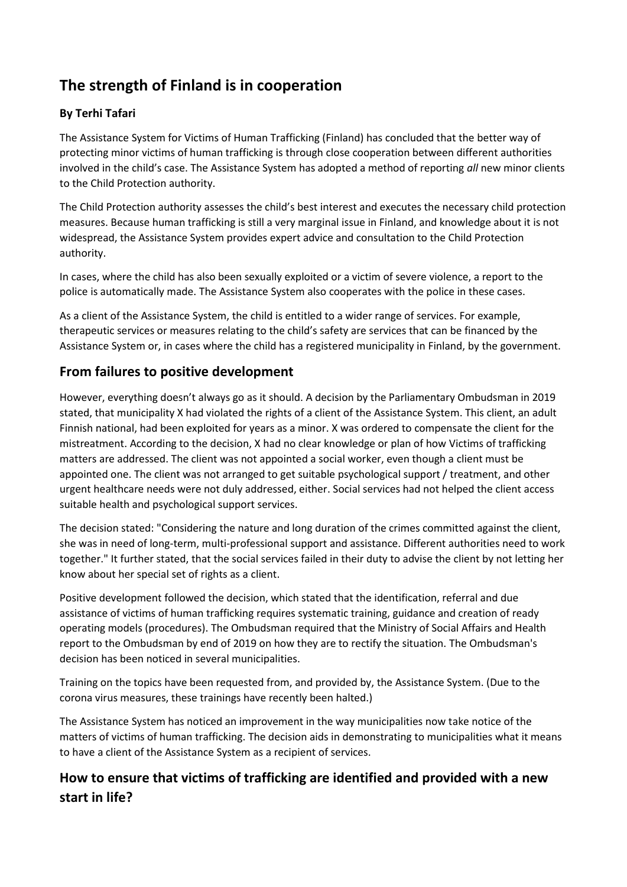# The strength of Finland is in cooperation

**By Terhi Tafari**

The Assistance System for Victims of Human Trafficking (Finland) has concluded that the better way of protecting minor victims of human trafficking is through close cooperation between different authorities involved in the child's case. The Assistance System has adopted a method of reporting *all* new minor clients to the Child Protection authority.

The Child Protection authority assesses the child's best interest and executes the necessary child protection measures. Because human trafficking is still a very marginal issue in Finland, and knowledge about it is not widespread, the Assistance System provides expert advice and consultation to the Child Protection authority.

In cases, where the child has also been sexually exploited or a victim of severe violence, a report to the police is automatically made. The Assistance System also cooperates with the police in these cases.

As a client of the Assistance System, the child is entitled to a wider range of services. For example, therapeutic services or measures relating to the child's safety are services that can be financed by the Assistance System or, in cases where the child has a registered municipality in Finland, by the government.

## From failures to positive development

However, everything doesn't always go as it should. A decision by the Parliamentary Ombudsman in 2019 stated, that municipality X had violated the rights of a client of the Assistance System. This client, an adult Finnish national, had been exploited for years as a minor. X was ordered to compensate the client for the mistreatment. According to the decision, X had no clear knowledge or plan of how Victims of trafficking matters are addressed. The client was not appointed a social worker, even though a client must be appointed one. The client was not arranged to get suitable psychological support / treatment, and other urgent healthcare needs were not duly addressed, either. Social services had not helped the client access suitable health and psychological support services.

The decision stated: "Considering the nature and long duration of the crimes committed against the client, she was in need of long-term, multi-professional support and assistance. Different authorities need to work together." It further stated, that the social services failed in their duty to advise the client by not letting her know about her special set of rights as a client.

Positive development followed the decision, which stated that the identification, referral and due assistance of victims of human trafficking requires systematic training, guidance and creation of ready operating models (procedures). The Ombudsman required that the Ministry of Social Affairs and Health report to the Ombudsman by end of 2019 on how they are to rectify the situation. The Ombudsman's decision has been noticed in several municipalities.

Training on the topics have been requested from, and provided by, the Assistance System. (Due to the corona virus measures, these trainings have recently been halted.)

The Assistance System has noticed an improvement in the way municipalities now take notice of the matters of victims of human trafficking. The decision aids in demonstrating to municipalities what it means to have a client of the Assistance System as a recipient of services.

## How to ensure that victims of trafficking are identified and provided with a new start in life?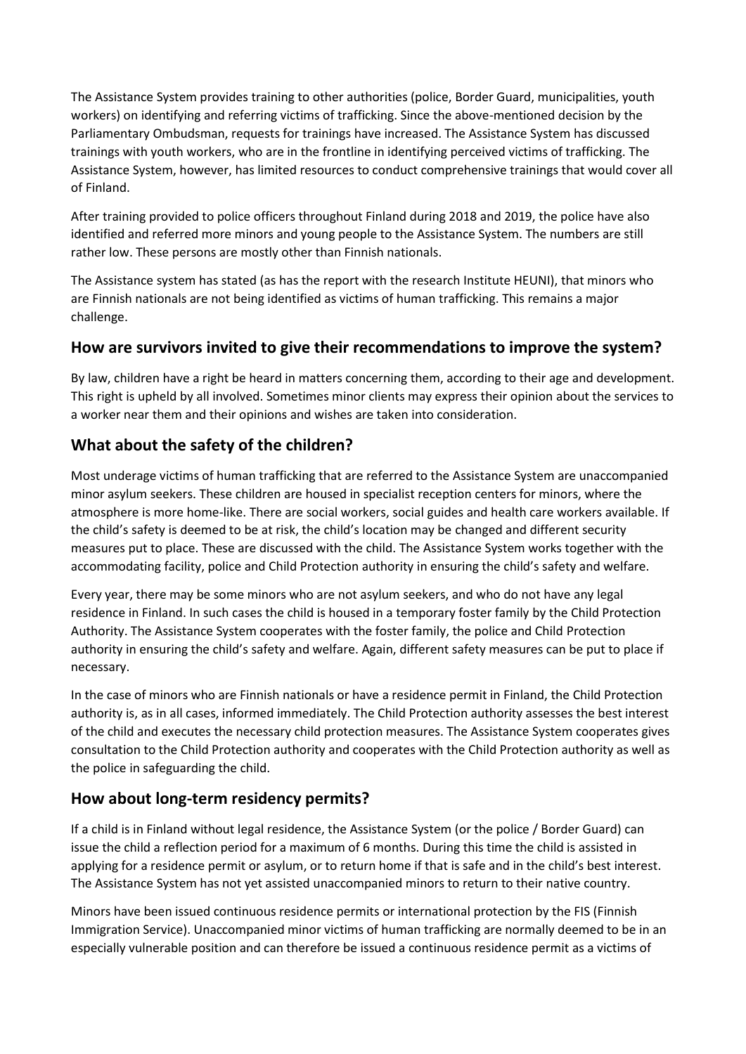The Assistance System provides training to other authorities (police, Border Guard, municipalities, youth workers) on identifying and referring victims of trafficking. Since the above-mentioned decision by the Parliamentary Ombudsman, requests for trainings have increased. The Assistance System has discussed trainings with youth workers, who are in the frontline in identifying perceived victims of trafficking. The Assistance System, however, has limited resources to conduct comprehensive trainings that would cover all of Finland.

After training provided to police officers throughout Finland during 2018 and 2019, the police have also identified and referred more minors and young people to the Assistance System. The numbers are still rather low. These persons are mostly other than Finnish nationals.

The Assistance system has stated (as has the report with the research Institute HEUNI), that minors who are Finnish nationals are not being identified as victims of human trafficking. This remains a major challenge.

## How are survivors invited to give their recommendations to improve the system?

By law, children have a right be heard in matters concerning them, according to their age and development. This right is upheld by all involved. Sometimes minor clients may express their opinion about the services to a worker near them and their opinions and wishes are taken into consideration.

## What about the safety of the children?

Most underage victims of human trafficking that are referred to the Assistance System are unaccompanied minor asylum seekers. These children are housed in specialist reception centers for minors, where the atmosphere is more home-like. There are social workers, social guides and health care workers available. If the child's safety is deemed to be at risk, the child's location may be changed and different security measures put to place. These are discussed with the child. The Assistance System works together with the accommodating facility, police and Child Protection authority in ensuring the child's safety and welfare.

Every year, there may be some minors who are not asylum seekers, and who do not have any legal residence in Finland. In such cases the child is housed in a temporary foster family by the Child Protection Authority. The Assistance System cooperates with the foster family, the police and Child Protection authority in ensuring the child's safety and welfare. Again, different safety measures can be put to place if necessary.

In the case of minors who are Finnish nationals or have a residence permit in Finland, the Child Protection authority is, as in all cases, informed immediately. The Child Protection authority assesses the best interest of the child and executes the necessary child protection measures. The Assistance System cooperates gives consultation to the Child Protection authority and cooperates with the Child Protection authority as well as the police in safeguarding the child.

## How about long-term residency permits?

If a child is in Finland without legal residence, the Assistance System (or the police / Border Guard) can issue the child a reflection period for a maximum of 6 months. During this time the child is assisted in applying for a residence permit or asylum, or to return home if that is safe and in the child's best interest. The Assistance System has not yet assisted unaccompanied minors to return to their native country.

Minors have been issued continuous residence permits or international protection by the FIS (Finnish Immigration Service). Unaccompanied minor victims of human trafficking are normally deemed to be in an especially vulnerable position and can therefore be issued a continuous residence permit as a victims of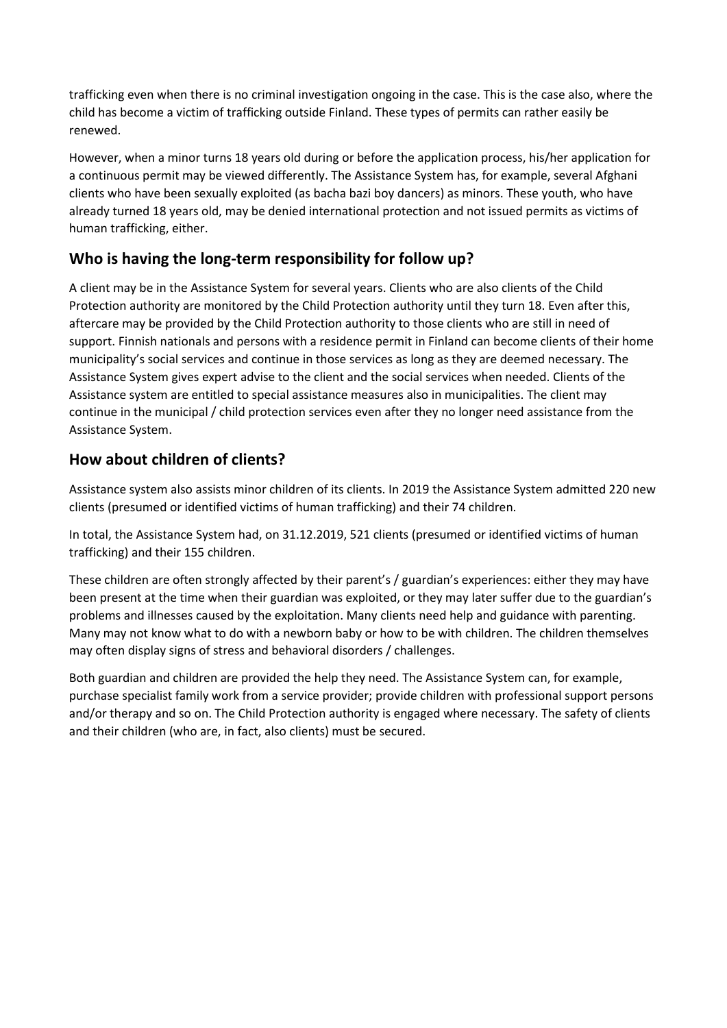trafficking even when there is no criminal investigation ongoing in the case. This is the case also, where the child has become a victim of trafficking outside Finland. These types of permits can rather easily be renewed.

However, when a minor turns 18 years old during or before the application process, his/her application for a continuous permit may be viewed differently. The Assistance System has, for example, several Afghani clients who have been sexually exploited (as bacha bazi boy dancers) as minors. These youth, who have already turned 18 years old, may be denied international protection and not issued permits as victims of human trafficking, either.

## Who is having the long-term responsibility for follow up?

A client may be in the Assistance System for several years. Clients who are also clients of the Child Protection authority are monitored by the Child Protection authority until they turn 18. Even after this, aftercare may be provided by the Child Protection authority to those clients who are still in need of support. Finnish nationals and persons with a residence permit in Finland can become clients of their home municipality's social services and continue in those services as long as they are deemed necessary. The Assistance System gives expert advise to the client and the social services when needed. Clients of the Assistance system are entitled to special assistance measures also in municipalities. The client may continue in the municipal / child protection services even after they no longer need assistance from the Assistance System.

## How about children of clients?

Assistance system also assists minor children of its clients. In 2019 the Assistance System admitted 220 new clients (presumed or identified victims of human trafficking) and their 74 children.

In total, the Assistance System had, on 31.12.2019, 521 clients (presumed or identified victims of human trafficking) and their 155 children.

These children are often strongly affected by their parent's / guardian's experiences: either they may have been present at the time when their guardian was exploited, or they may later suffer due to the guardian's problems and illnesses caused by the exploitation. Many clients need help and guidance with parenting. Many may not know what to do with a newborn baby or how to be with children. The children themselves may often display signs of stress and behavioral disorders / challenges.

Both guardian and children are provided the help they need. The Assistance System can, for example, purchase specialist family work from a service provider; provide children with professional support persons and/or therapy and so on. The Child Protection authority is engaged where necessary. The safety of clients and their children (who are, in fact, also clients) must be secured.